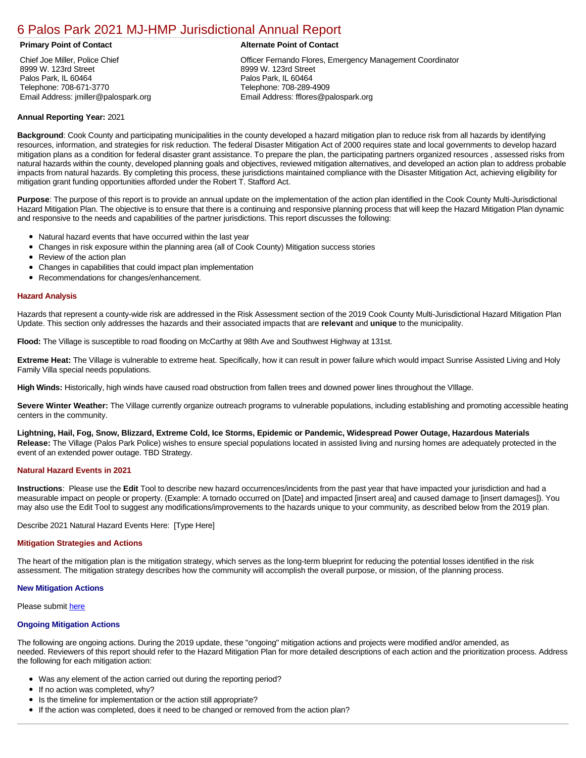# 6 Palos Park 2021 MJ-HMP Jurisdictional Annual Report

**Primary Point of Contact**

Chief Joe Miller, Police Chief
8999 W. 123rd Street
Palos Park, IL 60464
Telephone: 708-671-3770
Email Address: jmiller@palospark.org

**Alternate Point of Contact**

Officer Fernando Flores, Emergency Management Coordinator
8999 W. 123rd Street
Palos Park, IL 60464
Telephone: 708-289-4909
Email Address: fflores@palospark.org

**Annual Reporting Year:** 2021

**Background**: Cook County and participating municipalities in the county developed a hazard mitigation plan to reduce risk from all hazards by identifying resources, information, and strategies for risk reduction. The federal Disaster Mitigation Act of 2000 requires state and local governments to develop hazard mitigation plans as a condition for federal disaster grant assistance. To prepare the plan, the participating partners organized resources , assessed risks from natural hazards within the county, developed planning goals and objectives, reviewed mitigation alternatives, and developed an action plan to address probable impacts from natural hazards. By completing this process, these jurisdictions maintained compliance with the Disaster Mitigation Act, achieving eligibility for mitigation grant funding opportunities afforded under the Robert T. Stafford Act.

**Purpose**: The purpose of this report is to provide an annual update on the implementation of the action plan identified in the Cook County Multi-Jurisdictional Hazard Mitigation Plan. The objective is to ensure that there is a continuing and responsive planning process that will keep the Hazard Mitigation Plan dynamic and responsive to the needs and capabilities of the partner jurisdictions. This report discusses the following:

- Natural hazard events that have occurred within the last year
- Changes in risk exposure within the planning area (all of Cook County) Mitigation success stories
- Review of the action plan
- Changes in capabilities that could impact plan implementation
- Recommendations for changes/enhancement.

### Hazard Analysis

Hazards that represent a county-wide risk are addressed in the Risk Assessment section of the 2019 Cook County Multi-Jurisdictional Hazard Mitigation Plan Update. This section only addresses the hazards and their associated impacts that are **relevant** and **unique** to the municipality.

**Flood:** The Village is susceptible to road flooding on McCarthy at 98th Ave and Southwest Highway at 131st.

**Extreme Heat:** The Village is vulnerable to extreme heat. Specifically, how it can result in power failure which would impact Sunrise Assisted Living and Holy Family Villa special needs populations.

**High Winds:** Historically, high winds have caused road obstruction from fallen trees and downed power lines throughout the VIllage.

**Severe Winter Weather:** The Village currently organize outreach programs to vulnerable populations, including establishing and promoting accessible heating centers in the community.

**Lightning, Hail, Fog, Snow, Blizzard, Extreme Cold, Ice Storms, Epidemic or Pandemic, Widespread Power Outage, Hazardous Materials Release:** The Village (Palos Park Police) wishes to ensure special populations located in assisted living and nursing homes are adequately protected in the event of an extended power outage. TBD Strategy.

### Natural Hazard Events in 2021

**Instructions**: Please use the **Edit** Tool to describe new hazard occurrences/incidents from the past year that have impacted your jurisdiction and had a measurable impact on people or property. (Example: A tornado occurred on [Date] and impacted [insert area] and caused damage to [insert damages]). You may also use the Edit Tool to suggest any modifications/improvements to the hazards unique to your community, as described below from the 2019 plan.

Describe 2021 Natural Hazard Events Here: [Type Here]

### Mitigation Strategies and Actions

The heart of the mitigation plan is the mitigation strategy, which serves as the long-term blueprint for reducing the potential losses identified in the risk assessment. The mitigation strategy describes how the community will accomplish the overall purpose, or mission, of the planning process.

#### New Mitigation Actions

Please submit here

#### Ongoing Mitigation Actions

The following are ongoing actions. During the 2019 update, these "ongoing" mitigation actions and projects were modified and/or amended, as needed. Reviewers of this report should refer to the Hazard Mitigation Plan for more detailed descriptions of each action and the prioritization process. Address the following for each mitigation action:

- Was any element of the action carried out during the reporting period?
- If no action was completed, why?
- Is the timeline for implementation or the action still appropriate?
- If the action was completed, does it need to be changed or removed from the action plan?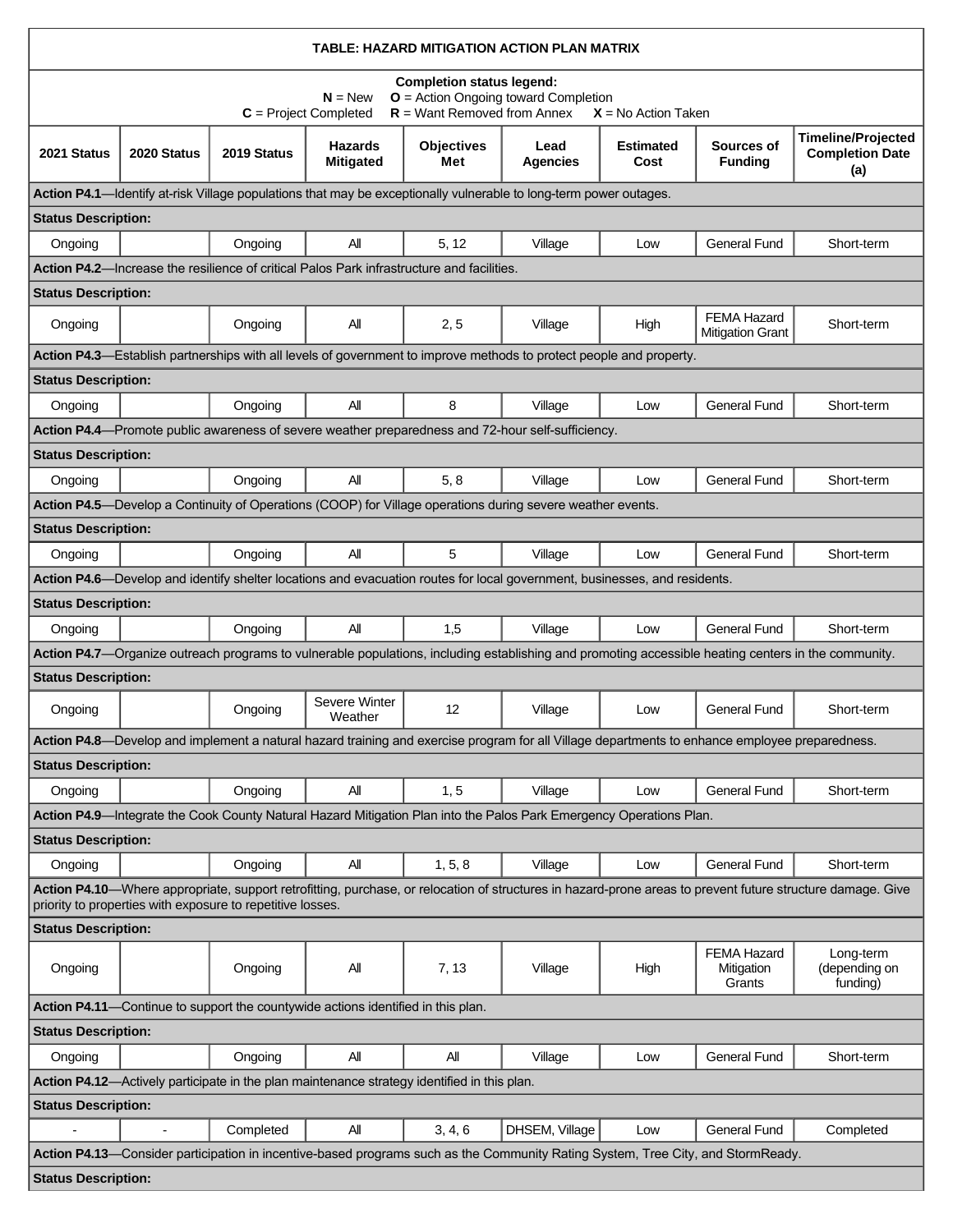**TABLE: HAZARD MITIGATION ACTION PLAN MATRIX**

**Completion status legend:**
**N** = New **O** = Action Ongoing toward Completion
**C** = Project Completed **R** = Want Removed from Annex **X** = No Action Taken

| 2021 Status | 2020 Status | 2019 Status | Hazards Mitigated | Objectives Met | Lead Agencies | Estimated Cost | Sources of Funding | Timeline/Projected Completion Date (a) |
|---|---|---|---|---|---|---|---|---|
| **Action P4.1**—Identify at-risk Village populations that may be exceptionally vulnerable to long-term power outages. | | | | | | | | |
| **Status Description:** | | | | | | | | |
| Ongoing | | Ongoing | All | 5, 12 | Village | Low | General Fund | Short-term |
| **Action P4.2**—Increase the resilience of critical Palos Park infrastructure and facilities. | | | | | | | | |
| **Status Description:** | | | | | | | | |
| Ongoing | | Ongoing | All | 2, 5 | Village | High | FEMA Hazard Mitigation Grant | Short-term |
| **Action P4.3**—Establish partnerships with all levels of government to improve methods to protect people and property. | | | | | | | | |
| **Status Description:** | | | | | | | | |
| Ongoing | | Ongoing | All | 8 | Village | Low | General Fund | Short-term |
| **Action P4.4**—Promote public awareness of severe weather preparedness and 72-hour self-sufficiency. | | | | | | | | |
| **Status Description:** | | | | | | | | |
| Ongoing | | Ongoing | All | 5, 8 | Village | Low | General Fund | Short-term |
| **Action P4.5**—Develop a Continuity of Operations (COOP) for Village operations during severe weather events. | | | | | | | | |
| **Status Description:** | | | | | | | | |
| Ongoing | | Ongoing | All | 5 | Village | Low | General Fund | Short-term |
| **Action P4.6**—Develop and identify shelter locations and evacuation routes for local government, businesses, and residents. | | | | | | | | |
| **Status Description:** | | | | | | | | |
| Ongoing | | Ongoing | All | 1,5 | Village | Low | General Fund | Short-term |
| **Action P4.7**—Organize outreach programs to vulnerable populations, including establishing and promoting accessible heating centers in the community. | | | | | | | | |
| **Status Description:** | | | | | | | | |
| Ongoing | | Ongoing | Severe Winter Weather | 12 | Village | Low | General Fund | Short-term |
| **Action P4.8**—Develop and implement a natural hazard training and exercise program for all Village departments to enhance employee preparedness. | | | | | | | | |
| **Status Description:** | | | | | | | | |
| Ongoing | | Ongoing | All | 1, 5 | Village | Low | General Fund | Short-term |
| **Action P4.9**—Integrate the Cook County Natural Hazard Mitigation Plan into the Palos Park Emergency Operations Plan. | | | | | | | | |
| **Status Description:** | | | | | | | | |
| Ongoing | | Ongoing | All | 1, 5, 8 | Village | Low | General Fund | Short-term |
| **Action P4.10**—Where appropriate, support retrofitting, purchase, or relocation of structures in hazard-prone areas to prevent future structure damage. Give priority to properties with exposure to repetitive losses. | | | | | | | | |
| **Status Description:** | | | | | | | | |
| Ongoing | | Ongoing | All | 7, 13 | Village | High | FEMA Hazard Mitigation Grants | Long-term (depending on funding) |
| **Action P4.11**—Continue to support the countywide actions identified in this plan. | | | | | | | | |
| **Status Description:** | | | | | | | | |
| Ongoing | | Ongoing | All | All | Village | Low | General Fund | Short-term |
| **Action P4.12**—Actively participate in the plan maintenance strategy identified in this plan. | | | | | | | | |
| **Status Description:** | | | | | | | | |
| - | - | Completed | All | 3, 4, 6 | DHSEM, Village | Low | General Fund | Completed |
| **Action P4.13**—Consider participation in incentive-based programs such as the Community Rating System, Tree City, and StormReady. | | | | | | | | |
| **Status Description:** | | | | | | | | |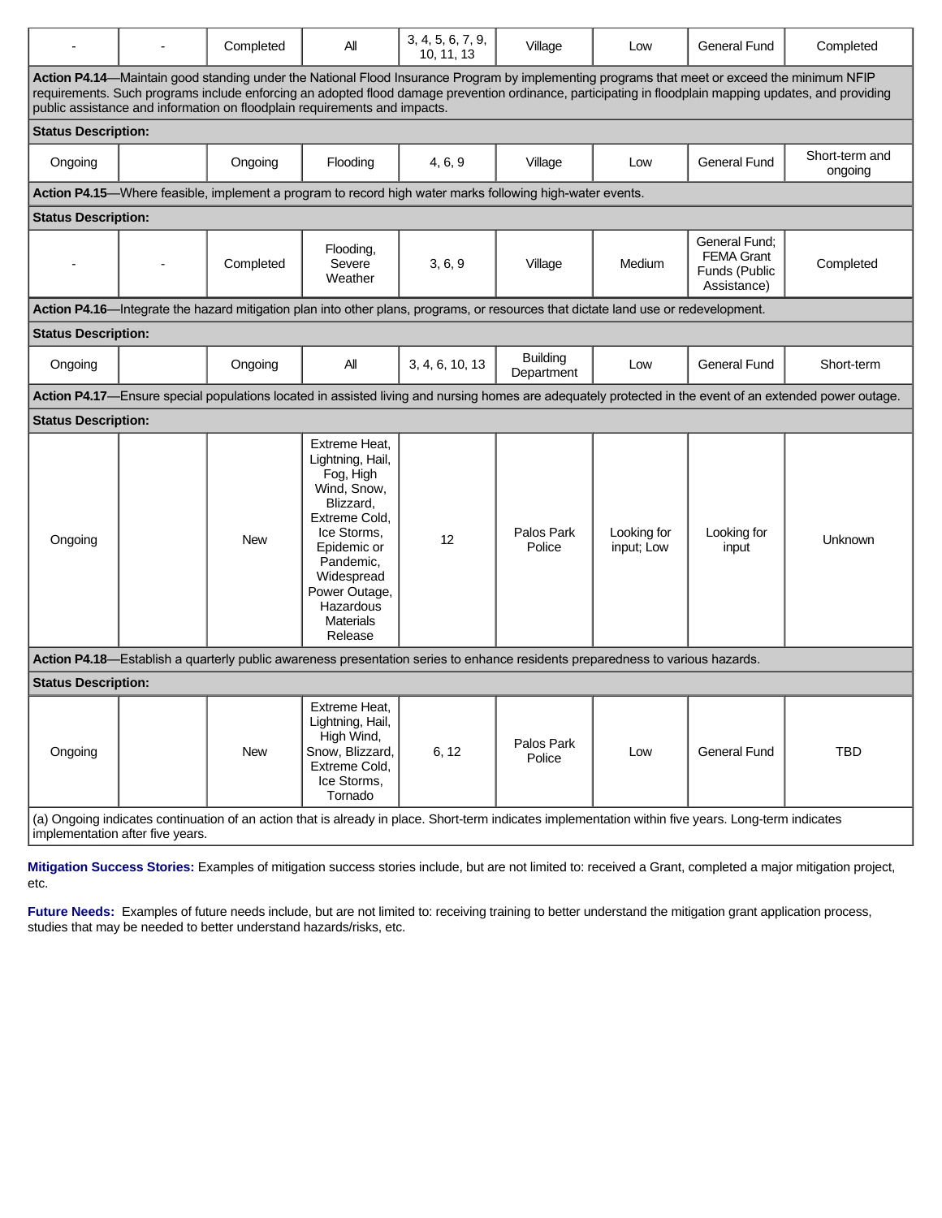| | | | | | | | | |
|---|---|---|---|---|---|---|---|---|
| - | - | Completed | All | 3, 4, 5, 6, 7, 9, 10, 11, 13 | Village | Low | General Fund | Completed |
| **Action P4.14**—Maintain good standing under the National Flood Insurance Program by implementing programs that meet or exceed the minimum NFIP requirements. Such programs include enforcing an adopted flood damage prevention ordinance, participating in floodplain mapping updates, and providing public assistance and information on floodplain requirements and impacts. | | | | | | | | |
| **Status Description:** | | | | | | | | |
| Ongoing | | Ongoing | Flooding | 4, 6, 9 | Village | Low | General Fund | Short-term and ongoing |
| **Action P4.15**—Where feasible, implement a program to record high water marks following high-water events. | | | | | | | | |
| **Status Description:** | | | | | | | | |
| - | - | Completed | Flooding, Severe Weather | 3, 6, 9 | Village | Medium | General Fund; FEMA Grant Funds (Public Assistance) | Completed |
| **Action P4.16**—Integrate the hazard mitigation plan into other plans, programs, or resources that dictate land use or redevelopment. | | | | | | | | |
| **Status Description:** | | | | | | | | |
| Ongoing | | Ongoing | All | 3, 4, 6, 10, 13 | Building Department | Low | General Fund | Short-term |
| **Action P4.17**—Ensure special populations located in assisted living and nursing homes are adequately protected in the event of an extended power outage. | | | | | | | | |
| **Status Description:** | | | | | | | | |
| Ongoing | | New | Extreme Heat, Lightning, Hail, Fog, High Wind, Snow, Blizzard, Extreme Cold, Ice Storms, Epidemic or Pandemic, Widespread Power Outage, Hazardous Materials Release | 12 | Palos Park Police | Looking for input; Low | Looking for input | Unknown |
| **Action P4.18**—Establish a quarterly public awareness presentation series to enhance residents preparedness to various hazards. | | | | | | | | |
| **Status Description:** | | | | | | | | |
| Ongoing | | New | Extreme Heat, Lightning, Hail, High Wind, Snow, Blizzard, Extreme Cold, Ice Storms, Tornado | 6, 12 | Palos Park Police | Low | General Fund | TBD |
| (a) Ongoing indicates continuation of an action that is already in place. Short-term indicates implementation within five years. Long-term indicates implementation after five years. | | | | | | | | |

**Mitigation Success Stories:** Examples of mitigation success stories include, but are not limited to: received a Grant, completed a major mitigation project, etc.

**Future Needs:** Examples of future needs include, but are not limited to: receiving training to better understand the mitigation grant application process, studies that may be needed to better understand hazards/risks, etc.